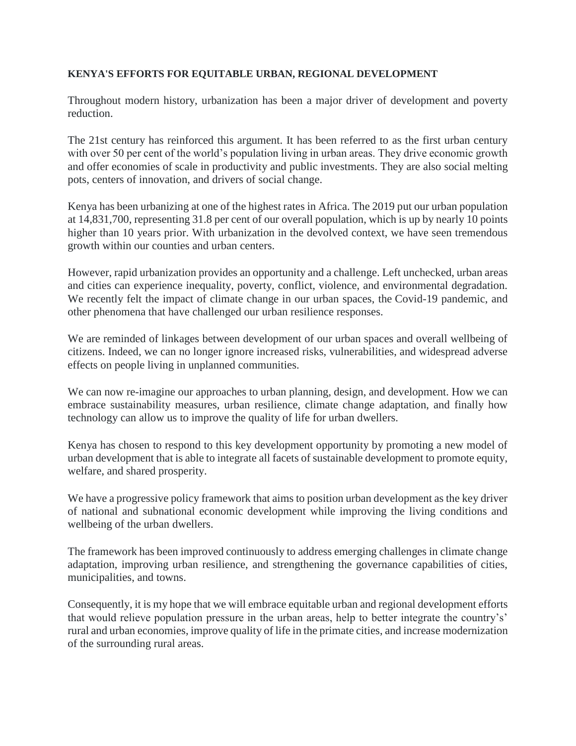**KENYA'S EFFORTS FOR EQUITABLE URBAN, REGIONAL DEVELOPMENT**

Throughout modern history, urbanization has been a major driver of development and poverty reduction.

The 21st century has reinforced this argument. It has been referred to as the first urban century with over 50 per cent of the world's population living in urban areas. They drive economic growth and offer economies of scale in productivity and public investments. They are also social melting pots, centers of innovation, and drivers of social change.

Kenya has been urbanizing at one of the highest rates in Africa. The 2019 put our urban population at 14,831,700, representing 31.8 per cent of our overall population, which is up by nearly 10 points higher than 10 years prior. With urbanization in the devolved context, we have seen tremendous growth within our counties and urban centers.

However, rapid urbanization provides an opportunity and a challenge. Left unchecked, urban areas and cities can experience inequality, poverty, conflict, violence, and environmental degradation. We recently felt the impact of climate change in our urban spaces, the Covid-19 pandemic, and other phenomena that have challenged our urban resilience responses.

We are reminded of linkages between development of our urban spaces and overall wellbeing of citizens. Indeed, we can no longer ignore increased risks, vulnerabilities, and widespread adverse effects on people living in unplanned communities.

We can now re-imagine our approaches to urban planning, design, and development. How we can embrace sustainability measures, urban resilience, climate change adaptation, and finally how technology can allow us to improve the quality of life for urban dwellers.

Kenya has chosen to respond to this key development opportunity by promoting a new model of urban development that is able to integrate all facets of sustainable development to promote equity, welfare, and shared prosperity.

We have a progressive policy framework that aims to position urban development as the key driver of national and subnational economic development while improving the living conditions and wellbeing of the urban dwellers.

The framework has been improved continuously to address emerging challenges in climate change adaptation, improving urban resilience, and strengthening the governance capabilities of cities, municipalities, and towns.

Consequently, it is my hope that we will embrace equitable urban and regional development efforts that would relieve population pressure in the urban areas, help to better integrate the country's' rural and urban economies, improve quality of life in the primate cities, and increase modernization of the surrounding rural areas.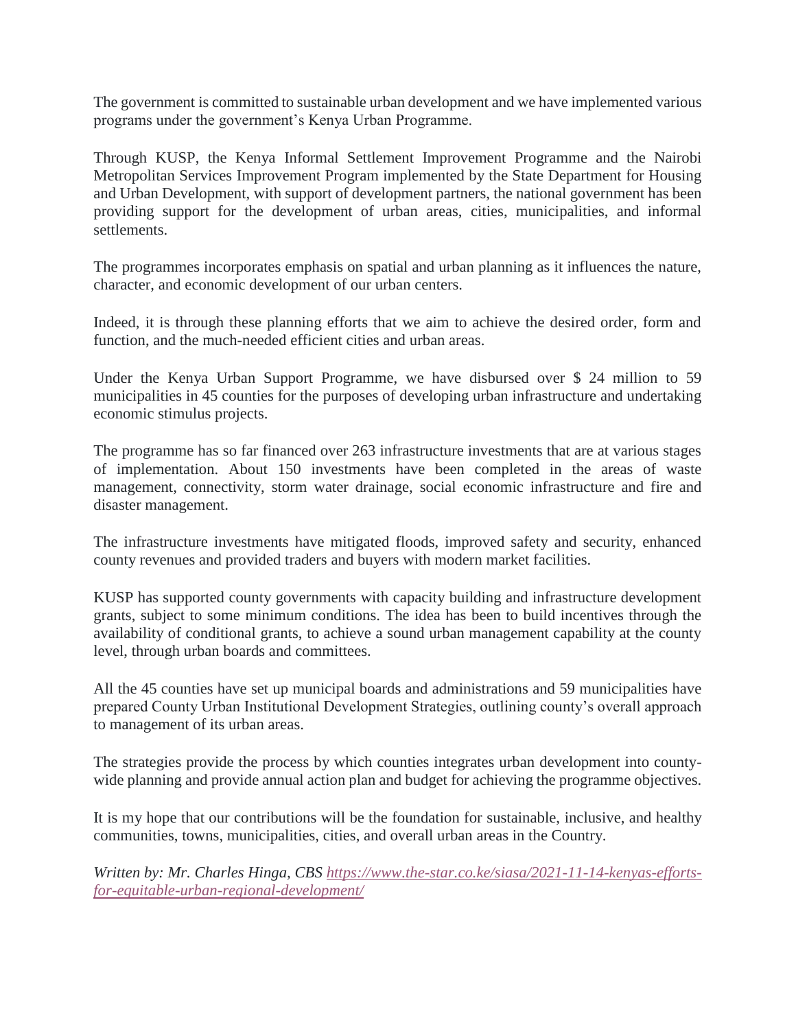The government is committed to sustainable urban development and we have implemented various programs under the government's Kenya Urban Programme.

Through KUSP, the Kenya Informal Settlement Improvement Programme and the Nairobi Metropolitan Services Improvement Program implemented by the State Department for Housing and Urban Development, with support of development partners, the national government has been providing support for the development of urban areas, cities, municipalities, and informal settlements.

The programmes incorporates emphasis on spatial and urban planning as it influences the nature, character, and economic development of our urban centers.

Indeed, it is through these planning efforts that we aim to achieve the desired order, form and function, and the much-needed efficient cities and urban areas.

Under the Kenya Urban Support Programme, we have disbursed over $ 24 million to 59 municipalities in 45 counties for the purposes of developing urban infrastructure and undertaking economic stimulus projects.

The programme has so far financed over 263 infrastructure investments that are at various stages of implementation. About 150 investments have been completed in the areas of waste management, connectivity, storm water drainage, social economic infrastructure and fire and disaster management.

The infrastructure investments have mitigated floods, improved safety and security, enhanced county revenues and provided traders and buyers with modern market facilities.

KUSP has supported county governments with capacity building and infrastructure development grants, subject to some minimum conditions. The idea has been to build incentives through the availability of conditional grants, to achieve a sound urban management capability at the county level, through urban boards and committees.

All the 45 counties have set up municipal boards and administrations and 59 municipalities have prepared County Urban Institutional Development Strategies, outlining county's overall approach to management of its urban areas.

The strategies provide the process by which counties integrates urban development into county-wide planning and provide annual action plan and budget for achieving the programme objectives.

It is my hope that our contributions will be the foundation for sustainable, inclusive, and healthy communities, towns, municipalities, cities, and overall urban areas in the Country.

*Written by: Mr. Charles Hinga, CBS [https://www.the-star.co.ke/siasa/2021-11-14-kenyas-efforts-for-equitable-urban-regional-development/](https://www.the-star.co.ke/siasa/2021-11-14-kenyas-efforts-for-equitable-urban-regional-development/)*